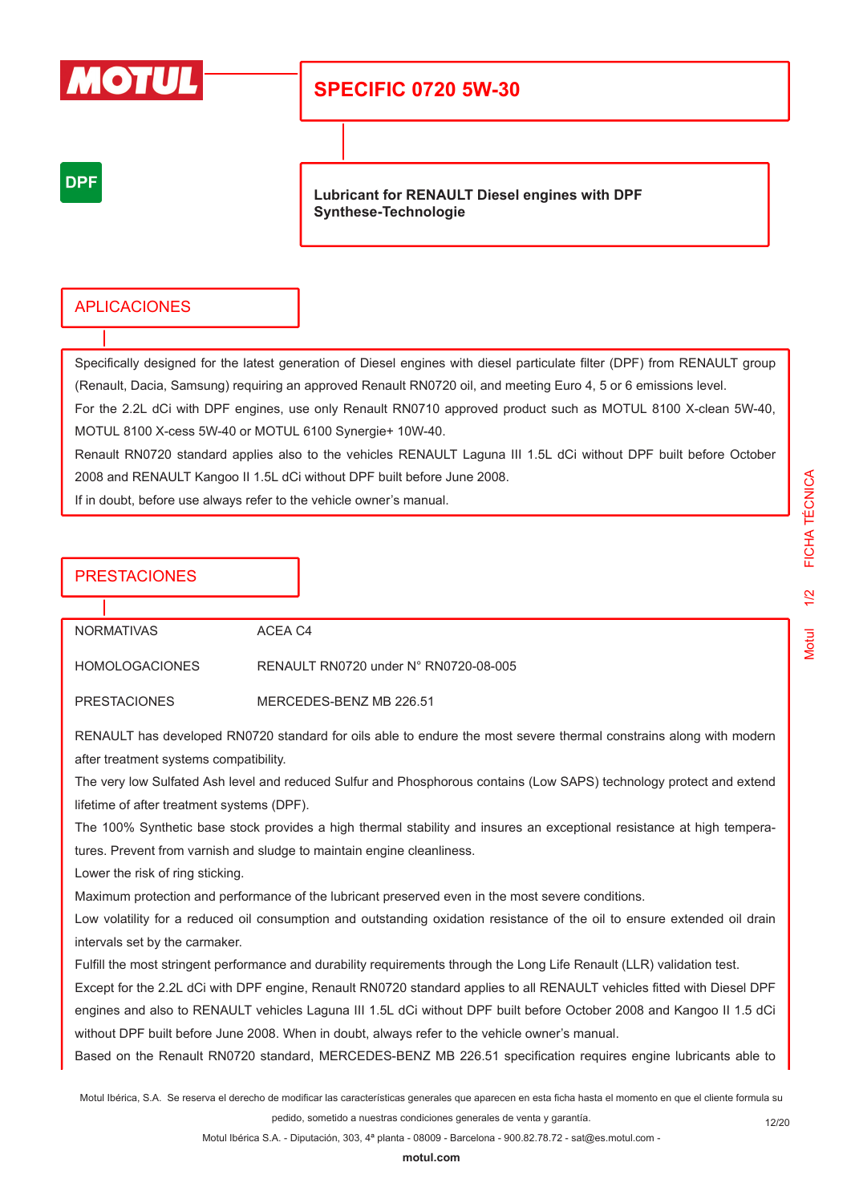MOTUL

# SPECIFIC 0720 5W-30

DPF

**Lubricant for RENAULT Diesel engines with DPF**
**Synthese-Technologie**

## APLICACIONES

Specifically designed for the latest generation of Diesel engines with diesel particulate filter (DPF) from RENAULT group (Renault, Dacia, Samsung) requiring an approved Renault RN0720 oil, and meeting Euro 4, 5 or 6 emissions level.
For the 2.2L dCi with DPF engines, use only Renault RN0710 approved product such as MOTUL 8100 X-clean 5W-40, MOTUL 8100 X-cess 5W-40 or MOTUL 6100 Synergie+ 10W-40.
Renault RN0720 standard applies also to the vehicles RENAULT Laguna III 1.5L dCi without DPF built before October 2008 and RENAULT Kangoo II 1.5L dCi without DPF built before June 2008.
If in doubt, before use always refer to the vehicle owner's manual.

## PRESTACIONES

| | |
|---|---|
| NORMATIVAS | ACEA C4 |
| HOMOLOGACIONES | RENAULT RN0720 under N° RN0720-08-005 |
| PRESTACIONES | MERCEDES-BENZ MB 226.51 |

RENAULT has developed RN0720 standard for oils able to endure the most severe thermal constrains along with modern after treatment systems compatibility.
The very low Sulfated Ash level and reduced Sulfur and Phosphorous contains (Low SAPS) technology protect and extend lifetime of after treatment systems (DPF).
The 100% Synthetic base stock provides a high thermal stability and insures an exceptional resistance at high temperatures. Prevent from varnish and sludge to maintain engine cleanliness.
Lower the risk of ring sticking.
Maximum protection and performance of the lubricant preserved even in the most severe conditions.
Low volatility for a reduced oil consumption and outstanding oxidation resistance of the oil to ensure extended oil drain intervals set by the carmaker.
Fulfill the most stringent performance and durability requirements through the Long Life Renault (LLR) validation test.
Except for the 2.2L dCi with DPF engine, Renault RN0720 standard applies to all RENAULT vehicles fitted with Diesel DPF engines and also to RENAULT vehicles Laguna III 1.5L dCi without DPF built before October 2008 and Kangoo II 1.5 dCi without DPF built before June 2008. When in doubt, always refer to the vehicle owner's manual.
Based on the Renault RN0720 standard, MERCEDES-BENZ MB 226.51 specification requires engine lubricants able to

Motul Ibérica, S.A. Se reserva el derecho de modificar las características generales que aparecen en esta ficha hasta el momento en que el cliente formula su pedido, sometido a nuestras condiciones generales de venta y garantía.

Motul Ibérica S.A. - Diputación, 303, 4ª planta - 08009 - Barcelona - 900.82.78.72 - sat@es.motul.com -

motul.com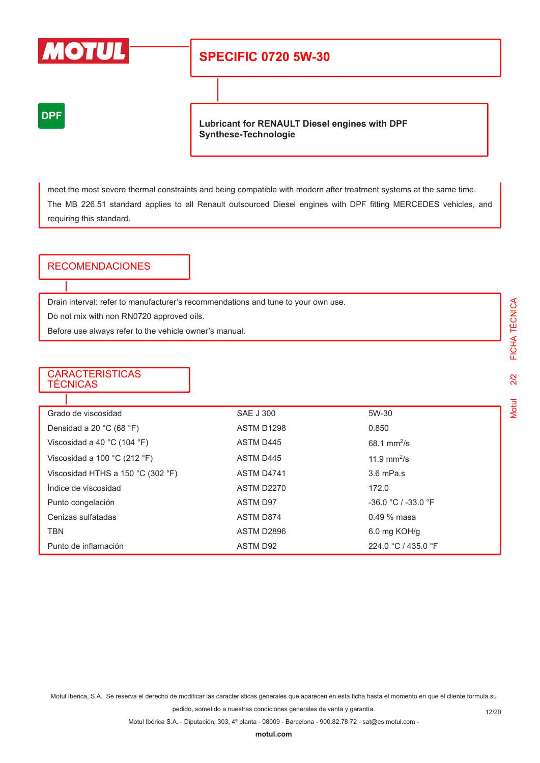# SPECIFIC 0720 5W-30

DPF

**Lubricant for RENAULT Diesel engines with DPF**
**Synthese-Technologie**

meet the most severe thermal constraints and being compatible with modern after treatment systems at the same time.

The MB 226.51 standard applies to all Renault outsourced Diesel engines with DPF fitting MERCEDES vehicles, and requiring this standard.

## RECOMENDACIONES

Drain interval: refer to manufacturer's recommendations and tune to your own use.

Do not mix with non RN0720 approved oils.

Before use always refer to the vehicle owner's manual.

## CARACTERISTICAS TÉCNICAS

| | | |
|---|---|---|
| Grado de viscosidad | SAE J 300 | 5W-30 |
| Densidad a 20 °C (68 °F) | ASTM D1298 | 0.850 |
| Viscosidad a 40 °C (104 °F) | ASTM D445 | 68.1 $mm^2/s$ |
| Viscosidad a 100 °C (212 °F) | ASTM D445 | 11.9 $mm^2/s$ |
| Viscosidad HTHS a 150 °C (302 °F) | ASTM D4741 | 3.6 mPa.s |
| Índice de viscosidad | ASTM D2270 | 172.0 |
| Punto congelación | ASTM D97 | -36.0 °C / -33.0 °F |
| Cenizas sulfatadas | ASTM D874 | 0.49 % masa |
| TBN | ASTM D2896 | 6.0 mg KOH/g |
| Punto de inflamación | ASTM D92 | 224.0 °C / 435.0 °F |

Motul Ibérica, S.A. Se reserva el derecho de modificar las características generales que aparecen en esta ficha hasta el momento en que el cliente formula su pedido, sometido a nuestras condiciones generales de venta y garantía.

Motul Ibérica S.A. - Diputación, 303, 4ª planta - 08009 - Barcelona - 900.82.78.72 - sat@es.motul.com -

**motul.com**